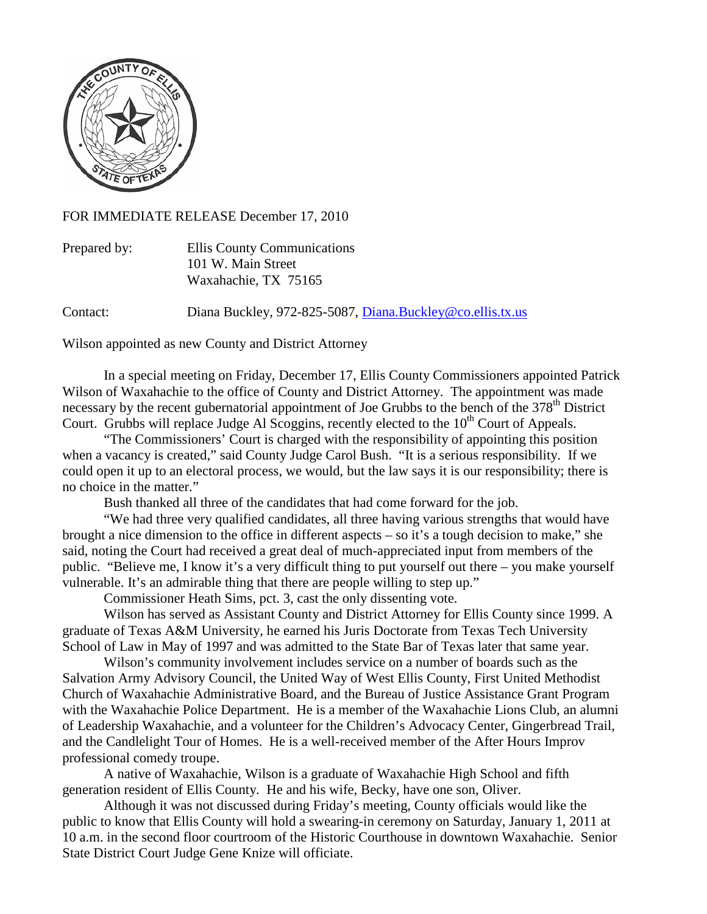FOR IMMEDIATE RELEASE December 17, 2010

Prepared by: Ellis County Communications
101 W. Main Street
Waxahachie, TX 75165

Contact: Diana Buckley, 972-825-5087, Diana.Buckley@co.ellis.tx.us

Wilson appointed as new County and District Attorney

In a special meeting on Friday, December 17, Ellis County Commissioners appointed Patrick Wilson of Waxahachie to the office of County and District Attorney. The appointment was made necessary by the recent gubernatorial appointment of Joe Grubbs to the bench of the 378th District Court. Grubbs will replace Judge Al Scoggins, recently elected to the 10th Court of Appeals.

"The Commissioners' Court is charged with the responsibility of appointing this position when a vacancy is created," said County Judge Carol Bush. "It is a serious responsibility. If we could open it up to an electoral process, we would, but the law says it is our responsibility; there is no choice in the matter."

Bush thanked all three of the candidates that had come forward for the job.

"We had three very qualified candidates, all three having various strengths that would have brought a nice dimension to the office in different aspects – so it's a tough decision to make," she said, noting the Court had received a great deal of much-appreciated input from members of the public. "Believe me, I know it's a very difficult thing to put yourself out there – you make yourself vulnerable. It's an admirable thing that there are people willing to step up."

Commissioner Heath Sims, pct. 3, cast the only dissenting vote.

Wilson has served as Assistant County and District Attorney for Ellis County since 1999. A graduate of Texas A&M University, he earned his Juris Doctorate from Texas Tech University School of Law in May of 1997 and was admitted to the State Bar of Texas later that same year.

Wilson's community involvement includes service on a number of boards such as the Salvation Army Advisory Council, the United Way of West Ellis County, First United Methodist Church of Waxahachie Administrative Board, and the Bureau of Justice Assistance Grant Program with the Waxahachie Police Department. He is a member of the Waxahachie Lions Club, an alumni of Leadership Waxahachie, and a volunteer for the Children's Advocacy Center, Gingerbread Trail, and the Candlelight Tour of Homes. He is a well-received member of the After Hours Improv professional comedy troupe.

A native of Waxahachie, Wilson is a graduate of Waxahachie High School and fifth generation resident of Ellis County. He and his wife, Becky, have one son, Oliver.

Although it was not discussed during Friday's meeting, County officials would like the public to know that Ellis County will hold a swearing-in ceremony on Saturday, January 1, 2011 at 10 a.m. in the second floor courtroom of the Historic Courthouse in downtown Waxahachie. Senior State District Court Judge Gene Knize will officiate.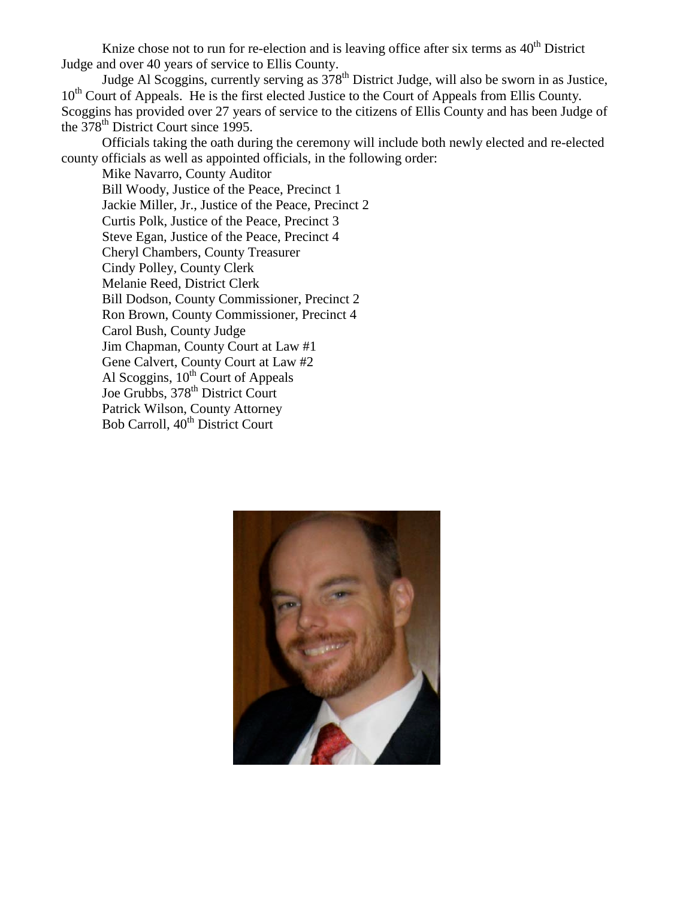Knize chose not to run for re-election and is leaving office after six terms as 40th District Judge and over 40 years of service to Ellis County.

Judge Al Scoggins, currently serving as 378th District Judge, will also be sworn in as Justice, 10th Court of Appeals. He is the first elected Justice to the Court of Appeals from Ellis County. Scoggins has provided over 27 years of service to the citizens of Ellis County and has been Judge of the 378th District Court since 1995.

Officials taking the oath during the ceremony will include both newly elected and re-elected county officials as well as appointed officials, in the following order:

Mike Navarro, County Auditor
Bill Woody, Justice of the Peace, Precinct 1
Jackie Miller, Jr., Justice of the Peace, Precinct 2
Curtis Polk, Justice of the Peace, Precinct 3
Steve Egan, Justice of the Peace, Precinct 4
Cheryl Chambers, County Treasurer
Cindy Polley, County Clerk
Melanie Reed, District Clerk
Bill Dodson, County Commissioner, Precinct 2
Ron Brown, County Commissioner, Precinct 4
Carol Bush, County Judge
Jim Chapman, County Court at Law #1
Gene Calvert, County Court at Law #2
Al Scoggins, 10th Court of Appeals
Joe Grubbs, 378th District Court
Patrick Wilson, County Attorney
Bob Carroll, 40th District Court